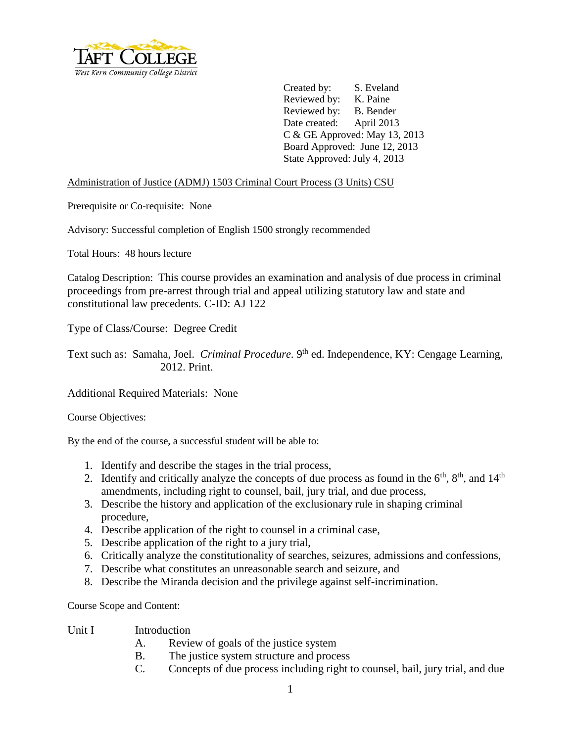Taft College
West Kern Community College District

Created by: S. Eveland
Reviewed by: K. Paine
Reviewed by: B. Bender
Date created: April 2013
C & GE Approved: May 13, 2013
Board Approved: June 12, 2013
State Approved: July 4, 2013

Administration of Justice (ADMJ) 1503 Criminal Court Process (3 Units) CSU

Prerequisite or Co-requisite: None

Advisory: Successful completion of English 1500 strongly recommended

Total Hours: 48 hours lecture

Catalog Description: This course provides an examination and analysis of due process in criminal proceedings from pre-arrest through trial and appeal utilizing statutory law and state and constitutional law precedents. C-ID: AJ 122

Type of Class/Course: Degree Credit

Text such as: Samaha, Joel. *Criminal Procedure.* 9th ed. Independence, KY: Cengage Learning, 2012. Print.

Additional Required Materials: None

Course Objectives:

By the end of the course, a successful student will be able to:

1. Identify and describe the stages in the trial process,
2. Identify and critically analyze the concepts of due process as found in the 6th, 8th, and 14th amendments, including right to counsel, bail, jury trial, and due process,
3. Describe the history and application of the exclusionary rule in shaping criminal procedure,
4. Describe application of the right to counsel in a criminal case,
5. Describe application of the right to a jury trial,
6. Critically analyze the constitutionality of searches, seizures, admissions and confessions,
7. Describe what constitutes an unreasonable search and seizure, and
8. Describe the Miranda decision and the privilege against self-incrimination.

Course Scope and Content:

Unit I Introduction

A. Review of goals of the justice system
B. The justice system structure and process
C. Concepts of due process including right to counsel, bail, jury trial, and due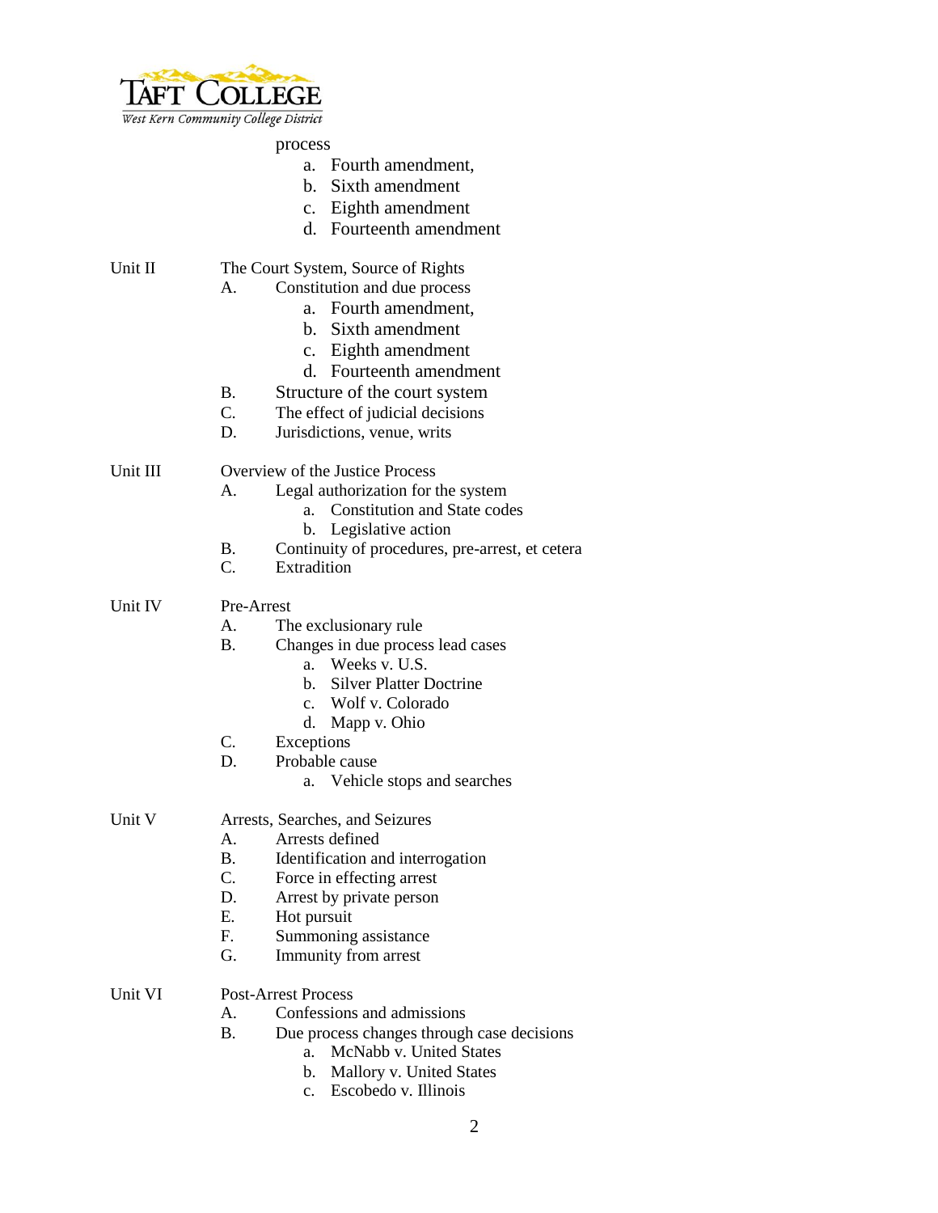process

a. Fourth amendment,
b. Sixth amendment
c. Eighth amendment
d. Fourteenth amendment

Unit II — The Court System, Source of Rights

A. Constitution and due process
   a. Fourth amendment,
   b. Sixth amendment
   c. Eighth amendment
   d. Fourteenth amendment
B. Structure of the court system
C. The effect of judicial decisions
D. Jurisdictions, venue, writs

Unit III — Overview of the Justice Process

A. Legal authorization for the system
   a. Constitution and State codes
   b. Legislative action
B. Continuity of procedures, pre-arrest, et cetera
C. Extradition

Unit IV — Pre-Arrest

A. The exclusionary rule
B. Changes in due process lead cases
   a. Weeks v. U.S.
   b. Silver Platter Doctrine
   c. Wolf v. Colorado
   d. Mapp v. Ohio
C. Exceptions
D. Probable cause
   a. Vehicle stops and searches

Unit V — Arrests, Searches, and Seizures

A. Arrests defined
B. Identification and interrogation
C. Force in effecting arrest
D. Arrest by private person
E. Hot pursuit
F. Summoning assistance
G. Immunity from arrest

Unit VI — Post-Arrest Process

A. Confessions and admissions
B. Due process changes through case decisions
   a. McNabb v. United States
   b. Mallory v. United States
   c. Escobedo v. Illinois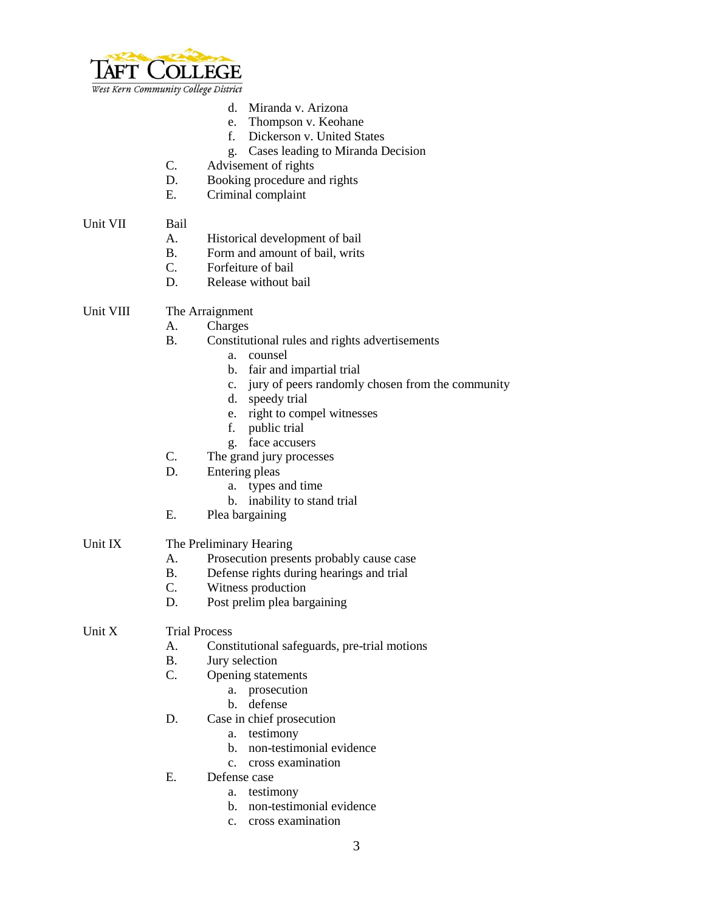- d. Miranda v. Arizona
- e. Thompson v. Keohane
- f. Dickerson v. United States
- g. Cases leading to Miranda Decision

C. Advisement of rights
D. Booking procedure and rights
E. Criminal complaint

Unit VII Bail

- A. Historical development of bail
- B. Form and amount of bail, writs
- C. Forfeiture of bail
- D. Release without bail

Unit VIII The Arraignment

- A. Charges
- B. Constitutional rules and rights advertisements
  - a. counsel
  - b. fair and impartial trial
  - c. jury of peers randomly chosen from the community
  - d. speedy trial
  - e. right to compel witnesses
  - f. public trial
  - g. face accusers
- C. The grand jury processes
- D. Entering pleas
  - a. types and time
  - b. inability to stand trial
- E. Plea bargaining

Unit IX The Preliminary Hearing

- A. Prosecution presents probably cause case
- B. Defense rights during hearings and trial
- C. Witness production
- D. Post prelim plea bargaining

Unit X Trial Process

- A. Constitutional safeguards, pre-trial motions
- B. Jury selection
- C. Opening statements
  - a. prosecution
  - b. defense
- D. Case in chief prosecution
  - a. testimony
  - b. non-testimonial evidence
  - c. cross examination
- E. Defense case
  - a. testimony
  - b. non-testimonial evidence
  - c. cross examination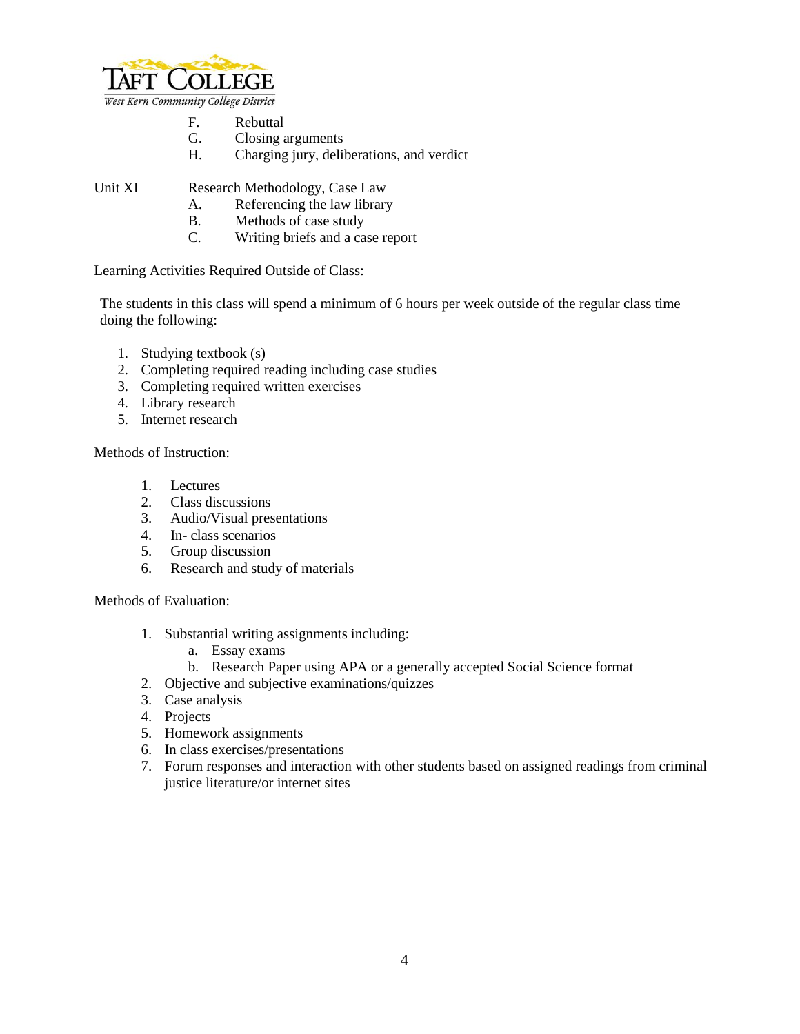F. Rebuttal
G. Closing arguments
H. Charging jury, deliberations, and verdict

Unit XI Research Methodology, Case Law

A. Referencing the law library
B. Methods of case study
C. Writing briefs and a case report

Learning Activities Required Outside of Class:

The students in this class will spend a minimum of 6 hours per week outside of the regular class time doing the following:

1. Studying textbook (s)
2. Completing required reading including case studies
3. Completing required written exercises
4. Library research
5. Internet research

Methods of Instruction:

1. Lectures
2. Class discussions
3. Audio/Visual presentations
4. In- class scenarios
5. Group discussion
6. Research and study of materials

Methods of Evaluation:

1. Substantial writing assignments including:
   a. Essay exams
   b. Research Paper using APA or a generally accepted Social Science format
2. Objective and subjective examinations/quizzes
3. Case analysis
4. Projects
5. Homework assignments
6. In class exercises/presentations
7. Forum responses and interaction with other students based on assigned readings from criminal justice literature/or internet sites